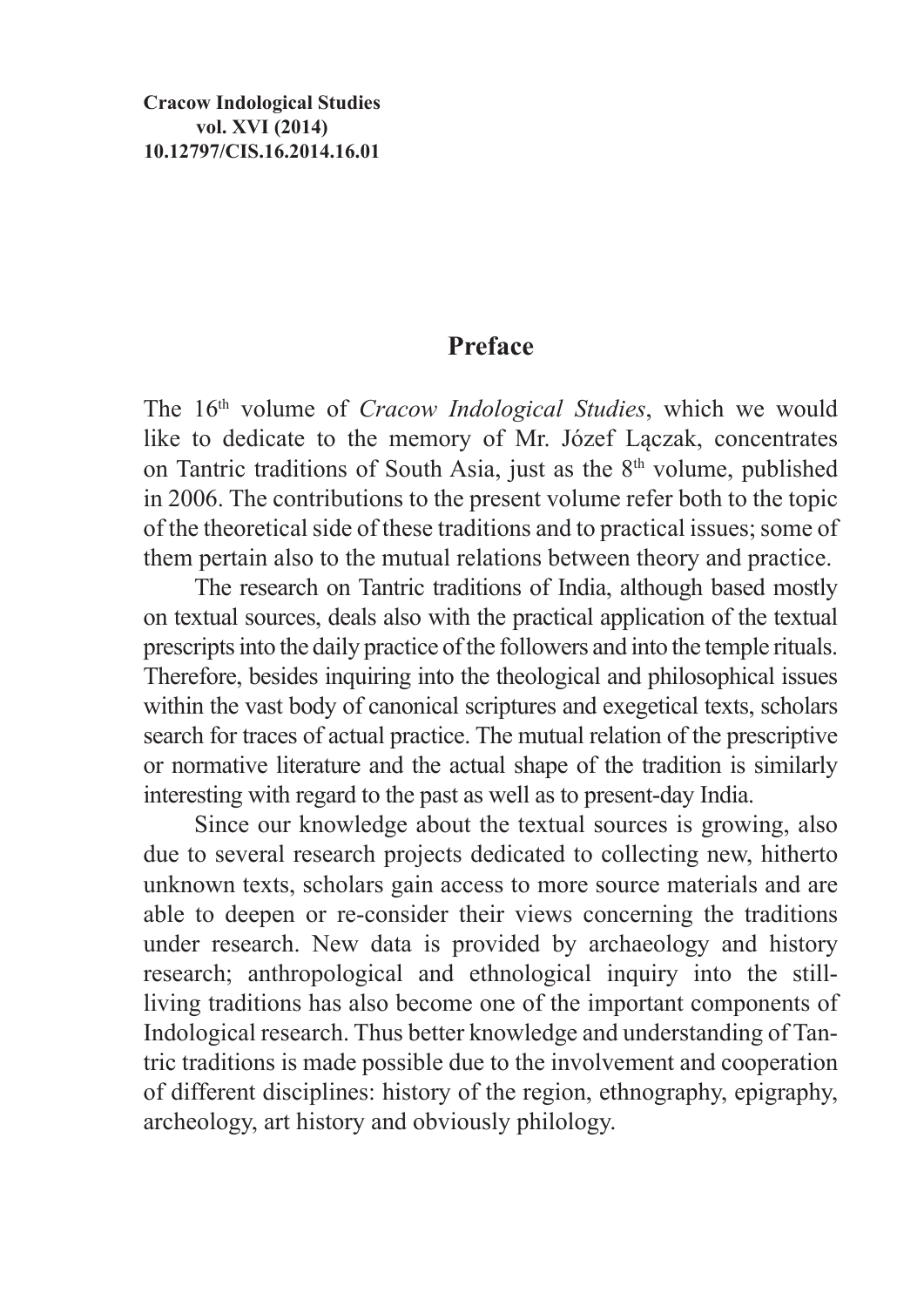**Cracow Indological Studies**
**vol. XVI (2014)**
**10.12797/CIS.16.2014.16.01**

# Preface

The 16th volume of *Cracow Indological Studies*, which we would like to dedicate to the memory of Mr. Józef Łączak, concentrates on Tantric traditions of South Asia, just as the 8th volume, published in 2006. The contributions to the present volume refer both to the topic of the theoretical side of these traditions and to practical issues; some of them pertain also to the mutual relations between theory and practice.

The research on Tantric traditions of India, although based mostly on textual sources, deals also with the practical application of the textual prescripts into the daily practice of the followers and into the temple rituals. Therefore, besides inquiring into the theological and philosophical issues within the vast body of canonical scriptures and exegetical texts, scholars search for traces of actual practice. The mutual relation of the prescriptive or normative literature and the actual shape of the tradition is similarly interesting with regard to the past as well as to present-day India.

Since our knowledge about the textual sources is growing, also due to several research projects dedicated to collecting new, hitherto unknown texts, scholars gain access to more source materials and are able to deepen or re-consider their views concerning the traditions under research. New data is provided by archaeology and history research; anthropological and ethnological inquiry into the still-living traditions has also become one of the important components of Indological research. Thus better knowledge and understanding of Tantric traditions is made possible due to the involvement and cooperation of different disciplines: history of the region, ethnography, epigraphy, archeology, art history and obviously philology.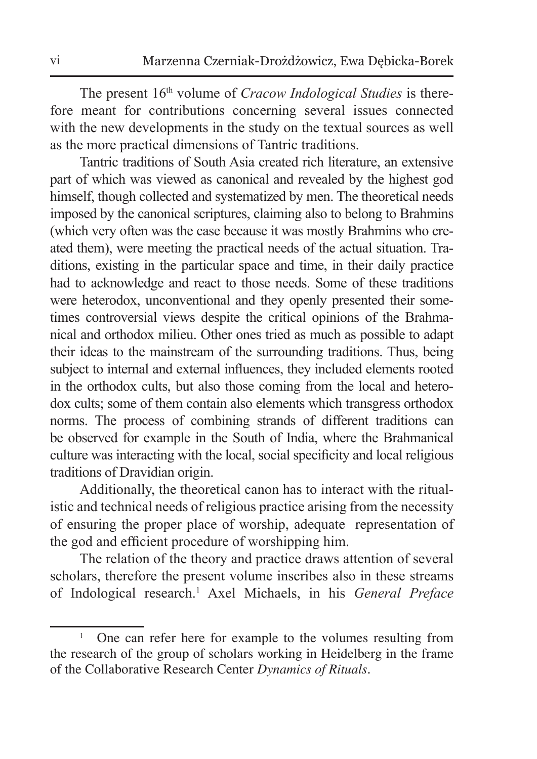The present 16[th] volume of *Cracow Indological Studies* is therefore meant for contributions concerning several issues connected with the new developments in the study on the textual sources as well as the more practical dimensions of Tantric traditions.

Tantric traditions of South Asia created rich literature, an extensive part of which was viewed as canonical and revealed by the highest god himself, though collected and systematized by men. The theoretical needs imposed by the canonical scriptures, claiming also to belong to Brahmins (which very often was the case because it was mostly Brahmins who created them), were meeting the practical needs of the actual situation. Traditions, existing in the particular space and time, in their daily practice had to acknowledge and react to those needs. Some of these traditions were heterodox, unconventional and they openly presented their sometimes controversial views despite the critical opinions of the Brahmanical and orthodox milieu. Other ones tried as much as possible to adapt their ideas to the mainstream of the surrounding traditions. Thus, being subject to internal and external influences, they included elements rooted in the orthodox cults, but also those coming from the local and heterodox cults; some of them contain also elements which transgress orthodox norms. The process of combining strands of different traditions can be observed for example in the South of India, where the Brahmanical culture was interacting with the local, social specificity and local religious traditions of Dravidian origin.

Additionally, the theoretical canon has to interact with the ritualistic and technical needs of religious practice arising from the necessity of ensuring the proper place of worship, adequate representation of the god and efficient procedure of worshipping him.

The relation of the theory and practice draws attention of several scholars, therefore the present volume inscribes also in these streams of Indological research.[1] Axel Michaels, in his *General Preface*

---

[1] One can refer here for example to the volumes resulting from the research of the group of scholars working in Heidelberg in the frame of the Collaborative Research Center *Dynamics of Rituals*.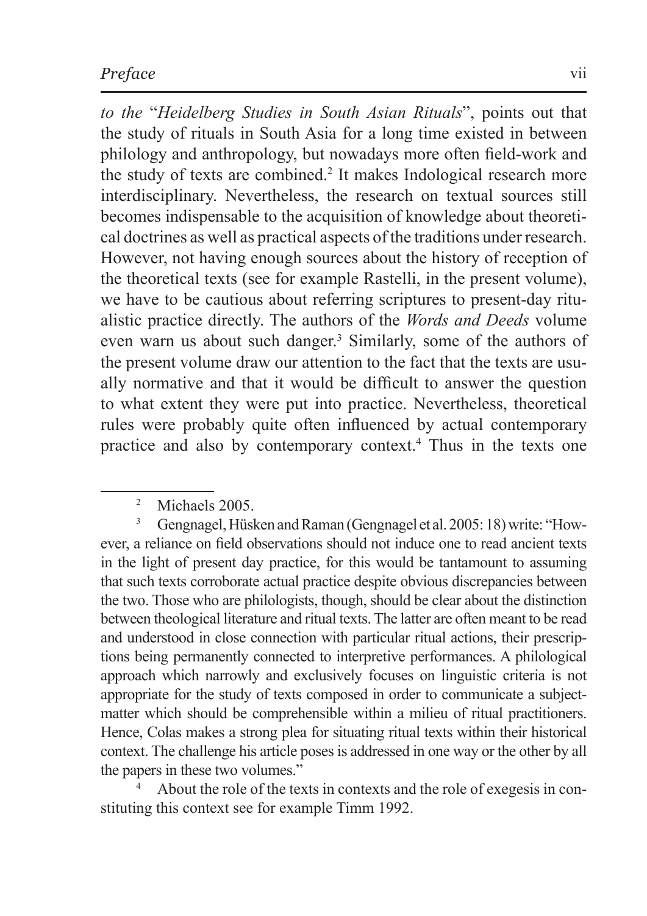*to the* "*Heidelberg Studies in South Asian Rituals*", points out that the study of rituals in South Asia for a long time existed in between philology and anthropology, but nowadays more often field-work and the study of texts are combined.[2] It makes Indological research more interdisciplinary. Nevertheless, the research on textual sources still becomes indispensable to the acquisition of knowledge about theoretical doctrines as well as practical aspects of the traditions under research. However, not having enough sources about the history of reception of the theoretical texts (see for example Rastelli, in the present volume), we have to be cautious about referring scriptures to present-day ritualistic practice directly. The authors of the *Words and Deeds* volume even warn us about such danger.[3] Similarly, some of the authors of the present volume draw our attention to the fact that the texts are usually normative and that it would be difficult to answer the question to what extent they were put into practice. Nevertheless, theoretical rules were probably quite often influenced by actual contemporary practice and also by contemporary context.[4] Thus in the texts one

---

[2] Michaels 2005.

[3] Gengnagel, Hüsken and Raman (Gengnagel et al. 2005: 18) write: "However, a reliance on field observations should not induce one to read ancient texts in the light of present day practice, for this would be tantamount to assuming that such texts corroborate actual practice despite obvious discrepancies between the two. Those who are philologists, though, should be clear about the distinction between theological literature and ritual texts. The latter are often meant to be read and understood in close connection with particular ritual actions, their prescriptions being permanently connected to interpretive performances. A philological approach which narrowly and exclusively focuses on linguistic criteria is not appropriate for the study of texts composed in order to communicate a subject-matter which should be comprehensible within a milieu of ritual practitioners. Hence, Colas makes a strong plea for situating ritual texts within their historical context. The challenge his article poses is addressed in one way or the other by all the papers in these two volumes."

[4] About the role of the texts in contexts and the role of exegesis in constituting this context see for example Timm 1992.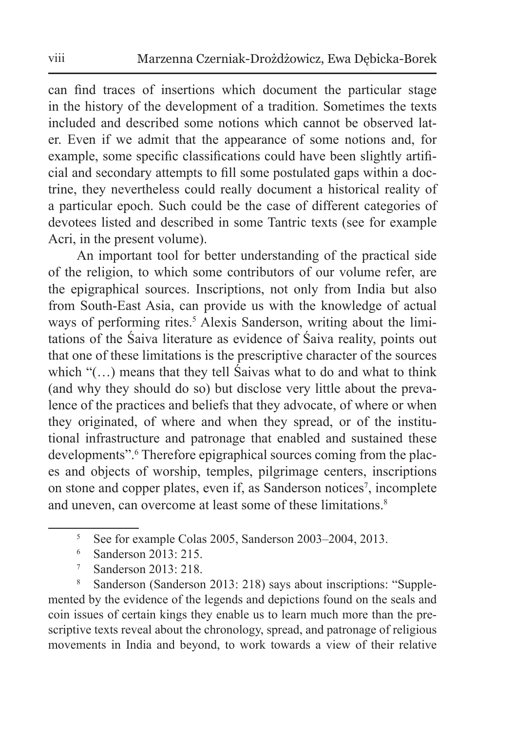can find traces of insertions which document the particular stage in the history of the development of a tradition. Sometimes the texts included and described some notions which cannot be observed later. Even if we admit that the appearance of some notions and, for example, some specific classifications could have been slightly artificial and secondary attempts to fill some postulated gaps within a doctrine, they nevertheless could really document a historical reality of a particular epoch. Such could be the case of different categories of devotees listed and described in some Tantric texts (see for example Acri, in the present volume).

An important tool for better understanding of the practical side of the religion, to which some contributors of our volume refer, are the epigraphical sources. Inscriptions, not only from India but also from South-East Asia, can provide us with the knowledge of actual ways of performing rites.[5] Alexis Sanderson, writing about the limitations of the Śaiva literature as evidence of Śaiva reality, points out that one of these limitations is the prescriptive character of the sources which "(…) means that they tell Śaivas what to do and what to think (and why they should do so) but disclose very little about the prevalence of the practices and beliefs that they advocate, of where or when they originated, of where and when they spread, or of the institutional infrastructure and patronage that enabled and sustained these developments".[6] Therefore epigraphical sources coming from the places and objects of worship, temples, pilgrimage centers, inscriptions on stone and copper plates, even if, as Sanderson notices[7], incomplete and uneven, can overcome at least some of these limitations.[8]

---

[5] See for example Colas 2005, Sanderson 2003–2004, 2013.

[6] Sanderson 2013: 215.

[7] Sanderson 2013: 218.

[8] Sanderson (Sanderson 2013: 218) says about inscriptions: "Supplemented by the evidence of the legends and depictions found on the seals and coin issues of certain kings they enable us to learn much more than the prescriptive texts reveal about the chronology, spread, and patronage of religious movements in India and beyond, to work towards a view of their relative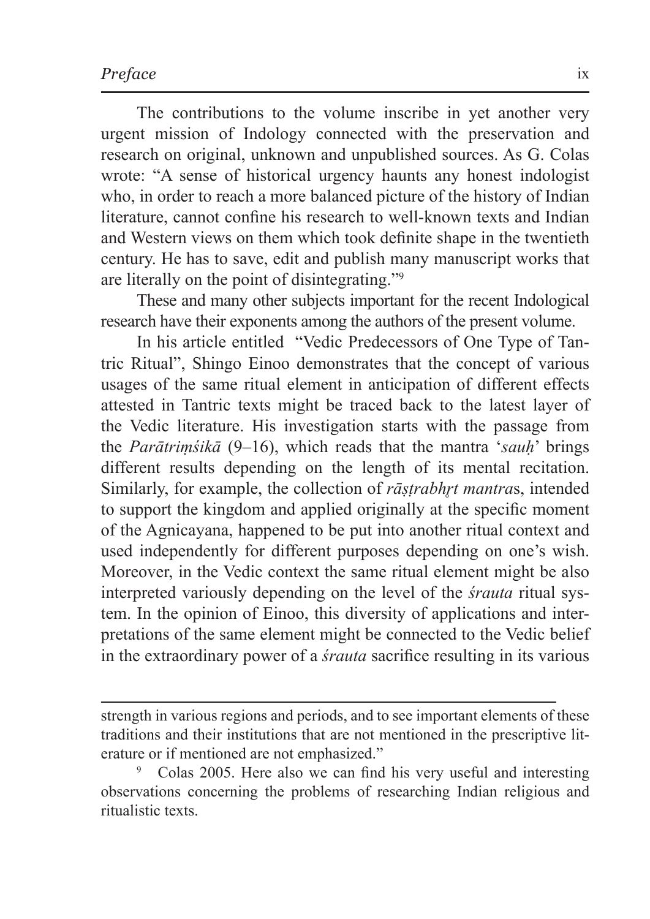The contributions to the volume inscribe in yet another very urgent mission of Indology connected with the preservation and research on original, unknown and unpublished sources. As G. Colas wrote: "A sense of historical urgency haunts any honest indologist who, in order to reach a more balanced picture of the history of Indian literature, cannot confine his research to well-known texts and Indian and Western views on them which took definite shape in the twentieth century. He has to save, edit and publish many manuscript works that are literally on the point of disintegrating."[9]

These and many other subjects important for the recent Indological research have their exponents among the authors of the present volume.

In his article entitled "Vedic Predecessors of One Type of Tantric Ritual", Shingo Einoo demonstrates that the concept of various usages of the same ritual element in anticipation of different effects attested in Tantric texts might be traced back to the latest layer of the Vedic literature. His investigation starts with the passage from the *Parātriṃśikā* (9–16), which reads that the mantra '*sauḥ*' brings different results depending on the length of its mental recitation. Similarly, for example, the collection of *rāṣṭrabhṛt mantra*s, intended to support the kingdom and applied originally at the specific moment of the Agnicayana, happened to be put into another ritual context and used independently for different purposes depending on one's wish. Moreover, in the Vedic context the same ritual element might be also interpreted variously depending on the level of the *śrauta* ritual system. In the opinion of Einoo, this diversity of applications and interpretations of the same element might be connected to the Vedic belief in the extraordinary power of a *śrauta* sacrifice resulting in its various

---

strength in various regions and periods, and to see important elements of these traditions and their institutions that are not mentioned in the prescriptive literature or if mentioned are not emphasized."

[9] Colas 2005. Here also we can find his very useful and interesting observations concerning the problems of researching Indian religious and ritualistic texts.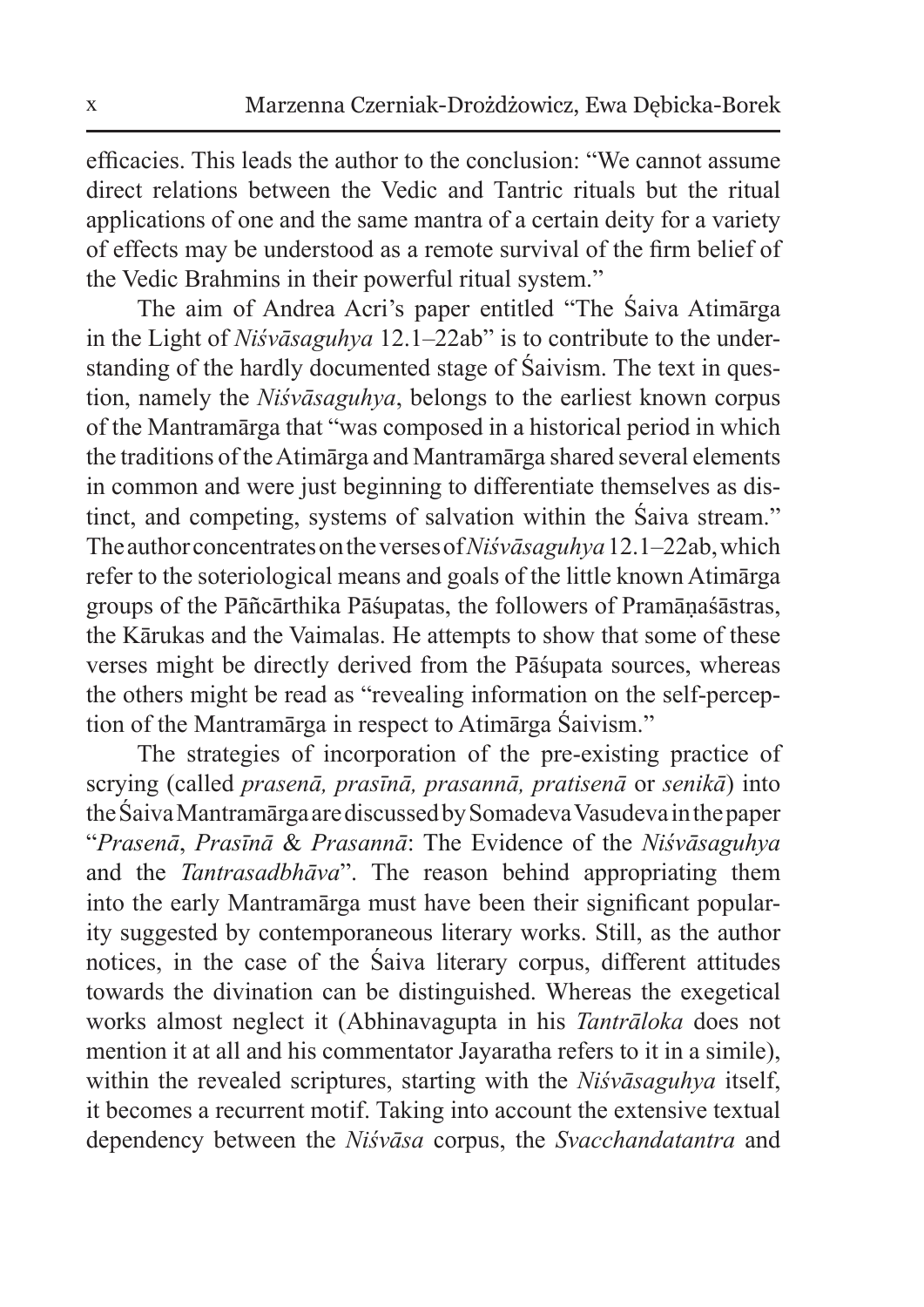efficacies. This leads the author to the conclusion: "We cannot assume direct relations between the Vedic and Tantric rituals but the ritual applications of one and the same mantra of a certain deity for a variety of effects may be understood as a remote survival of the firm belief of the Vedic Brahmins in their powerful ritual system."

The aim of Andrea Acri's paper entitled "The Śaiva Atimārga in the Light of *Niśvāsaguhya* 12.1–22ab" is to contribute to the understanding of the hardly documented stage of Śaivism. The text in question, namely the *Niśvāsaguhya*, belongs to the earliest known corpus of the Mantramārga that "was composed in a historical period in which the traditions of the Atimārga and Mantramārga shared several elements in common and were just beginning to differentiate themselves as distinct, and competing, systems of salvation within the Śaiva stream." The author concentrates on the verses of *Niśvāsaguhya* 12.1–22ab, which refer to the soteriological means and goals of the little known Atimārga groups of the Pāñcārthika Pāśupatas, the followers of Pramāṇaśāstras, the Kārukas and the Vaimalas. He attempts to show that some of these verses might be directly derived from the Pāśupata sources, whereas the others might be read as "revealing information on the self-perception of the Mantramārga in respect to Atimārga Śaivism."

The strategies of incorporation of the pre-existing practice of scrying (called *prasenā, prasīnā, prasannā, pratisenā* or *senikā*) into the Śaiva Mantramārga are discussed by Somadeva Vasudeva in the paper "*Prasenā*, *Prasīnā* & *Prasannā*: The Evidence of the *Niśvāsaguhya* and the *Tantrasadbhāva*". The reason behind appropriating them into the early Mantramārga must have been their significant popularity suggested by contemporaneous literary works. Still, as the author notices, in the case of the Śaiva literary corpus, different attitudes towards the divination can be distinguished. Whereas the exegetical works almost neglect it (Abhinavagupta in his *Tantrāloka* does not mention it at all and his commentator Jayaratha refers to it in a simile), within the revealed scriptures, starting with the *Niśvāsaguhya* itself, it becomes a recurrent motif. Taking into account the extensive textual dependency between the *Niśvāsa* corpus, the *Svacchandatantra* and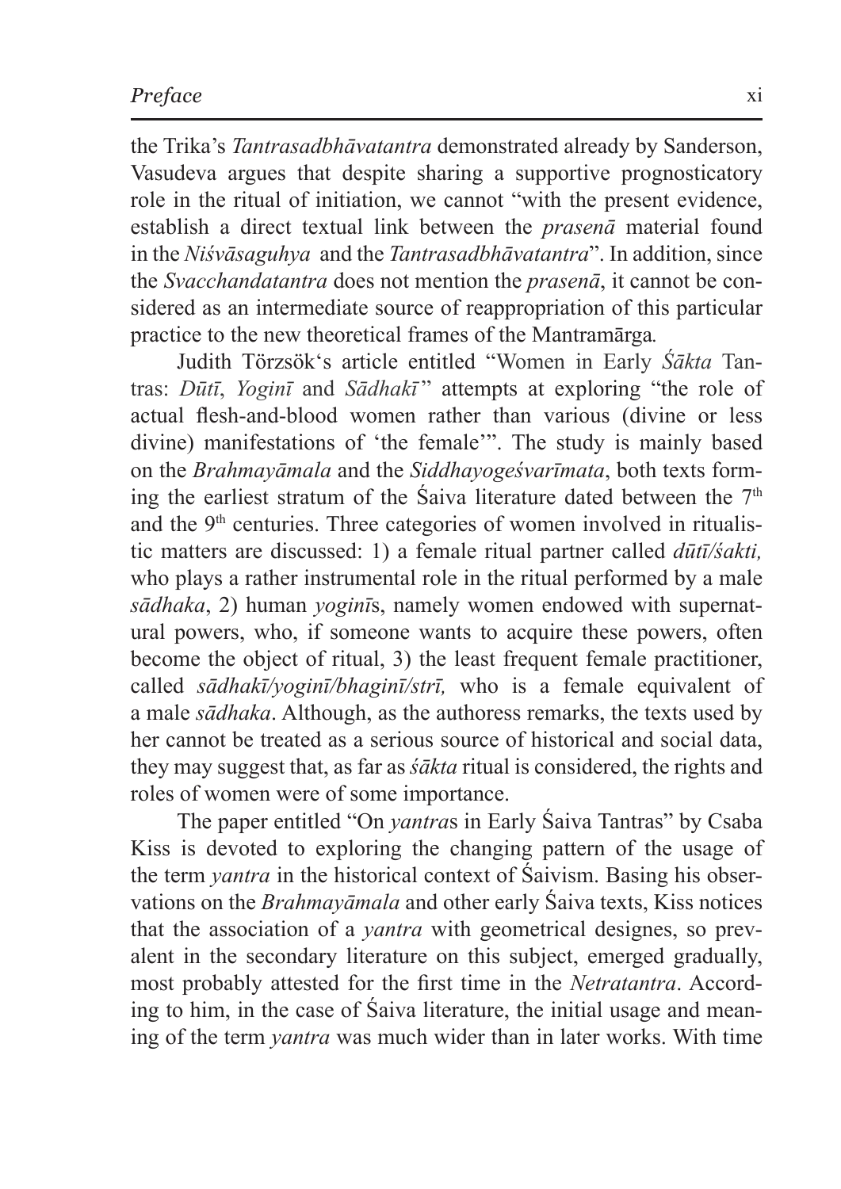the Trika's *Tantrasadbhāvatantra* demonstrated already by Sanderson, Vasudeva argues that despite sharing a supportive prognosticatory role in the ritual of initiation, we cannot "with the present evidence, establish a direct textual link between the *prasenā* material found in the *Niśvāsaguhya* and the *Tantrasadbhāvatantra*". In addition, since the *Svacchandatantra* does not mention the *prasenā*, it cannot be considered as an intermediate source of reappropriation of this particular practice to the new theoretical frames of the Mantramārga.

Judith Törzsök's article entitled "Women in Early *Śākta* Tantras: *Dūtī*, *Yoginī* and *Sādhakī*" attempts at exploring "the role of actual flesh-and-blood women rather than various (divine or less divine) manifestations of 'the female'". The study is mainly based on the *Brahmayāmala* and the *Siddhayogeśvarīmata*, both texts forming the earliest stratum of the Śaiva literature dated between the 7th and the 9th centuries. Three categories of women involved in ritualistic matters are discussed: 1) a female ritual partner called *dūtī/śakti,* who plays a rather instrumental role in the ritual performed by a male *sādhaka*, 2) human *yoginī*s, namely women endowed with supernatural powers, who, if someone wants to acquire these powers, often become the object of ritual, 3) the least frequent female practitioner, called *sādhakī/yoginī/bhaginī/strī,* who is a female equivalent of a male *sādhaka*. Although, as the authoress remarks, the texts used by her cannot be treated as a serious source of historical and social data, they may suggest that, as far as *śākta* ritual is considered, the rights and roles of women were of some importance.

The paper entitled "On *yantra*s in Early Śaiva Tantras" by Csaba Kiss is devoted to exploring the changing pattern of the usage of the term *yantra* in the historical context of Śaivism. Basing his observations on the *Brahmayāmala* and other early Śaiva texts, Kiss notices that the association of a *yantra* with geometrical designes, so prevalent in the secondary literature on this subject, emerged gradually, most probably attested for the first time in the *Netratantra*. According to him, in the case of Śaiva literature, the initial usage and meaning of the term *yantra* was much wider than in later works. With time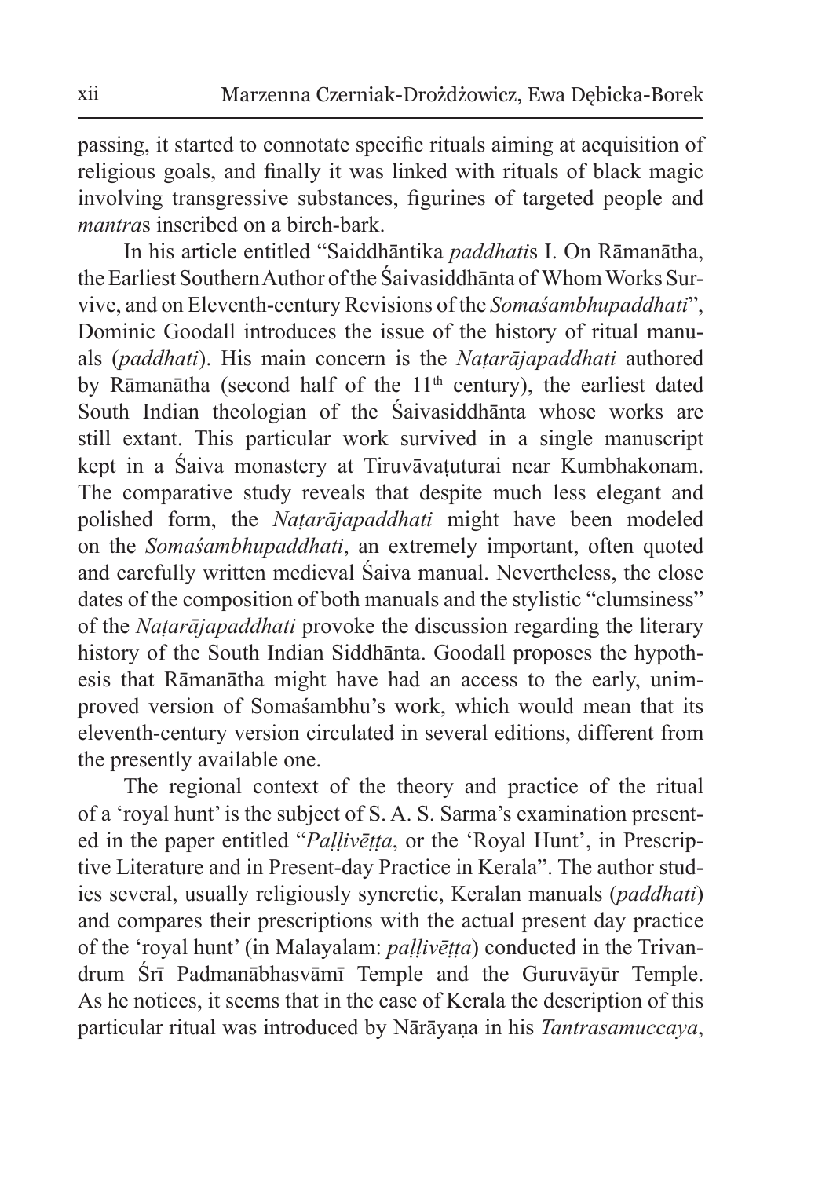passing, it started to connotate specific rituals aiming at acquisition of religious goals, and finally it was linked with rituals of black magic involving transgressive substances, figurines of targeted people and *mantra*s inscribed on a birch-bark.

In his article entitled "Saiddhāntika *paddhati*s I. On Rāmanātha, the Earliest Southern Author of the Śaivasiddhānta of Whom Works Survive, and on Eleventh-century Revisions of the *Somaśambhupaddhati*", Dominic Goodall introduces the issue of the history of ritual manuals (*paddhati*). His main concern is the *Naṭarājapaddhati* authored by Rāmanātha (second half of the 11th century), the earliest dated South Indian theologian of the Śaivasiddhānta whose works are still extant. This particular work survived in a single manuscript kept in a Śaiva monastery at Tiruvāvaṭuturai near Kumbhakonam. The comparative study reveals that despite much less elegant and polished form, the *Naṭarājapaddhati* might have been modeled on the *Somaśambhupaddhati*, an extremely important, often quoted and carefully written medieval Śaiva manual. Nevertheless, the close dates of the composition of both manuals and the stylistic "clumsiness" of the *Naṭarājapaddhati* provoke the discussion regarding the literary history of the South Indian Siddhānta. Goodall proposes the hypothesis that Rāmanātha might have had an access to the early, unimproved version of Somaśambhu's work, which would mean that its eleventh-century version circulated in several editions, different from the presently available one.

The regional context of the theory and practice of the ritual of a 'royal hunt' is the subject of S. A. S. Sarma's examination presented in the paper entitled "*Paḷḷivēṭṭa*, or the 'Royal Hunt', in Prescriptive Literature and in Present-day Practice in Kerala". The author studies several, usually religiously syncretic, Keralan manuals (*paddhati*) and compares their prescriptions with the actual present day practice of the 'royal hunt' (in Malayalam: *paḷḷivēṭṭa*) conducted in the Trivandrum Śrī Padmanābhasvāmī Temple and the Guruvāyūr Temple. As he notices, it seems that in the case of Kerala the description of this particular ritual was introduced by Nārāyaṇa in his *Tantrasamuccaya*,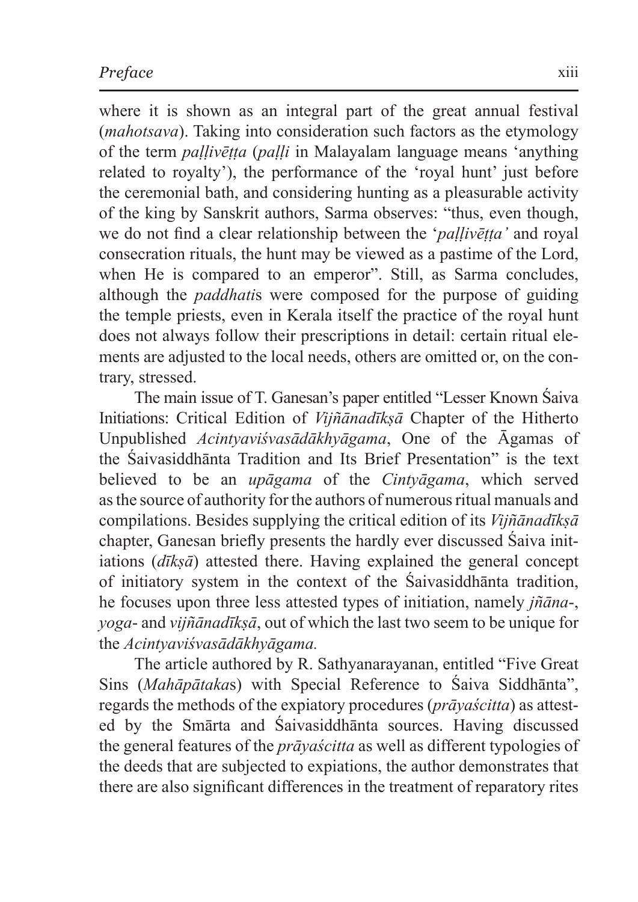where it is shown as an integral part of the great annual festival (*mahotsava*). Taking into consideration such factors as the etymology of the term *paḷḷivēṭṭa* (*paḷḷi* in Malayalam language means 'anything related to royalty'), the performance of the 'royal hunt' just before the ceremonial bath, and considering hunting as a pleasurable activity of the king by Sanskrit authors, Sarma observes: "thus, even though, we do not find a clear relationship between the '*paḷḷivēṭṭa'* and royal consecration rituals, the hunt may be viewed as a pastime of the Lord, when He is compared to an emperor". Still, as Sarma concludes, although the *paddhati*s were composed for the purpose of guiding the temple priests, even in Kerala itself the practice of the royal hunt does not always follow their prescriptions in detail: certain ritual elements are adjusted to the local needs, others are omitted or, on the contrary, stressed.

The main issue of T. Ganesan's paper entitled "Lesser Known Śaiva Initiations: Critical Edition of *Vijñānadīkṣā* Chapter of the Hitherto Unpublished *Acintyaviśvasādākhyāgama*, One of the Āgamas of the Śaivasiddhānta Tradition and Its Brief Presentation" is the text believed to be an *upāgama* of the *Cintyāgama*, which served as the source of authority for the authors of numerous ritual manuals and compilations. Besides supplying the critical edition of its *Vijñānadīkṣā* chapter, Ganesan briefly presents the hardly ever discussed Śaiva initiations (*dīkṣā*) attested there. Having explained the general concept of initiatory system in the context of the Śaivasiddhānta tradition, he focuses upon three less attested types of initiation, namely *jñāna*-, *yoga*- and *vijñānadīkṣā*, out of which the last two seem to be unique for the *Acintyaviśvasādākhyāgama.*

The article authored by R. Sathyanarayanan, entitled "Five Great Sins (*Mahāpātaka*s) with Special Reference to Śaiva Siddhānta", regards the methods of the expiatory procedures (*prāyaścitta*) as attested by the Smārta and Śaivasiddhānta sources. Having discussed the general features of the *prāyaścitta* as well as different typologies of the deeds that are subjected to expiations, the author demonstrates that there are also significant differences in the treatment of reparatory rites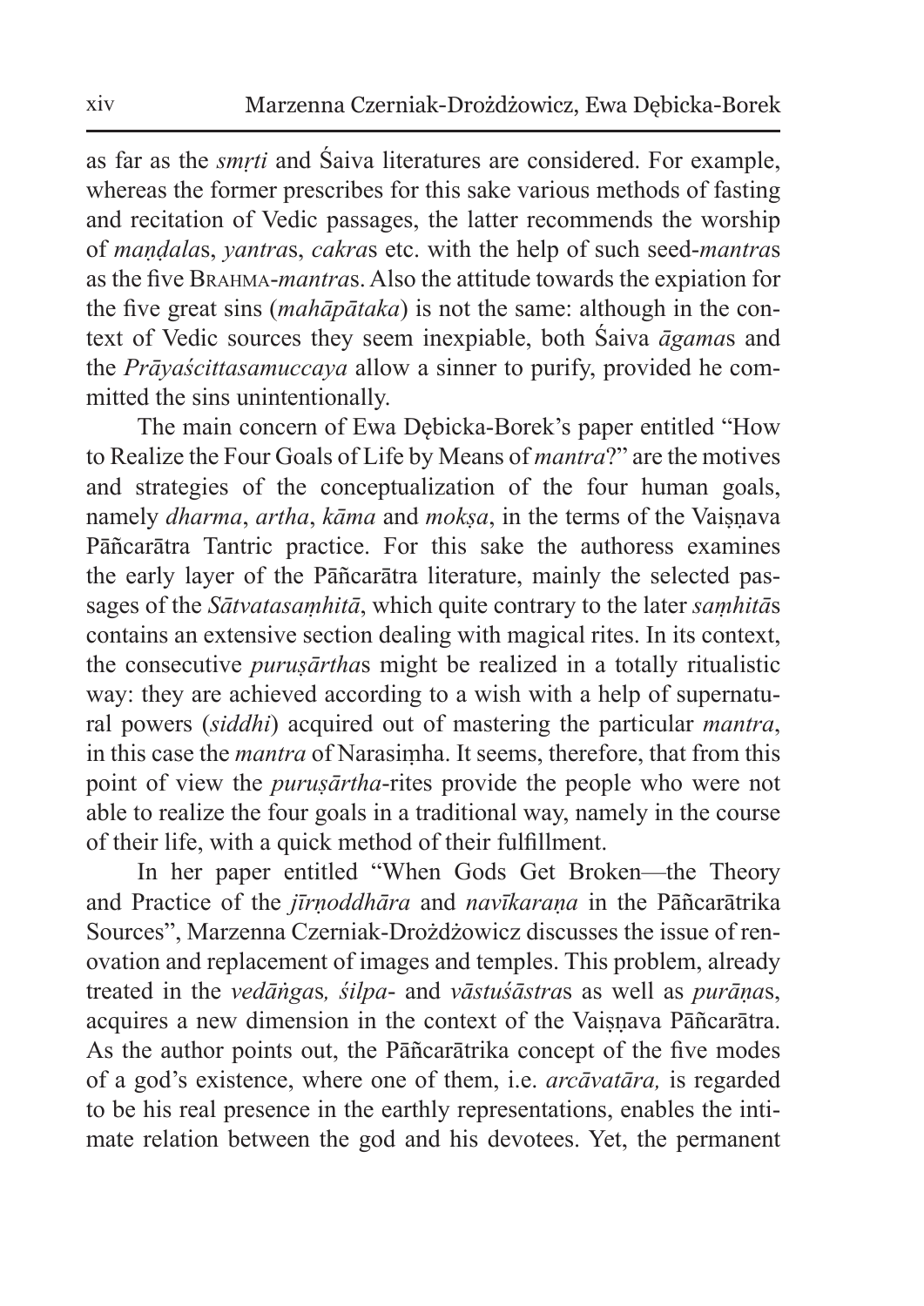as far as the *smṛti* and Śaiva literatures are considered. For example, whereas the former prescribes for this sake various methods of fasting and recitation of Vedic passages, the latter recommends the worship of *maṇḍala*s, *yantra*s, *cakra*s etc. with the help of such seed-*mantra*s as the five BRAHMA-*mantra*s. Also the attitude towards the expiation for the five great sins (*mahāpātaka*) is not the same: although in the context of Vedic sources they seem inexpiable, both Śaiva *āgama*s and the *Prāyaścittasamuccaya* allow a sinner to purify, provided he committed the sins unintentionally.

The main concern of Ewa Dębicka-Borek's paper entitled "How to Realize the Four Goals of Life by Means of *mantra*?" are the motives and strategies of the conceptualization of the four human goals, namely *dharma*, *artha*, *kāma* and *mokṣa*, in the terms of the Vaiṣṇava Pāñcarātra Tantric practice. For this sake the authoress examines the early layer of the Pāñcarātra literature, mainly the selected passages of the *Sātvatasaṃhitā*, which quite contrary to the later *saṃhitā*s contains an extensive section dealing with magical rites. In its context, the consecutive *puruṣārtha*s might be realized in a totally ritualistic way: they are achieved according to a wish with a help of supernatural powers (*siddhi*) acquired out of mastering the particular *mantra*, in this case the *mantra* of Narasiṃha. It seems, therefore, that from this point of view the *puruṣārtha*-rites provide the people who were not able to realize the four goals in a traditional way, namely in the course of their life, with a quick method of their fulfillment.

In her paper entitled "When Gods Get Broken—the Theory and Practice of the *jīrṇoddhāra* and *navīkaraṇa* in the Pāñcarātrika Sources", Marzenna Czerniak-Drożdżowicz discusses the issue of renovation and replacement of images and temples. This problem, already treated in the *vedāṅga*s, *śilpa*- and *vāstuśāstra*s as well as *purāṇa*s, acquires a new dimension in the context of the Vaiṣṇava Pāñcarātra. As the author points out, the Pāñcarātrika concept of the five modes of a god's existence, where one of them, i.e. *arcāvatāra,* is regarded to be his real presence in the earthly representations, enables the intimate relation between the god and his devotees. Yet, the permanent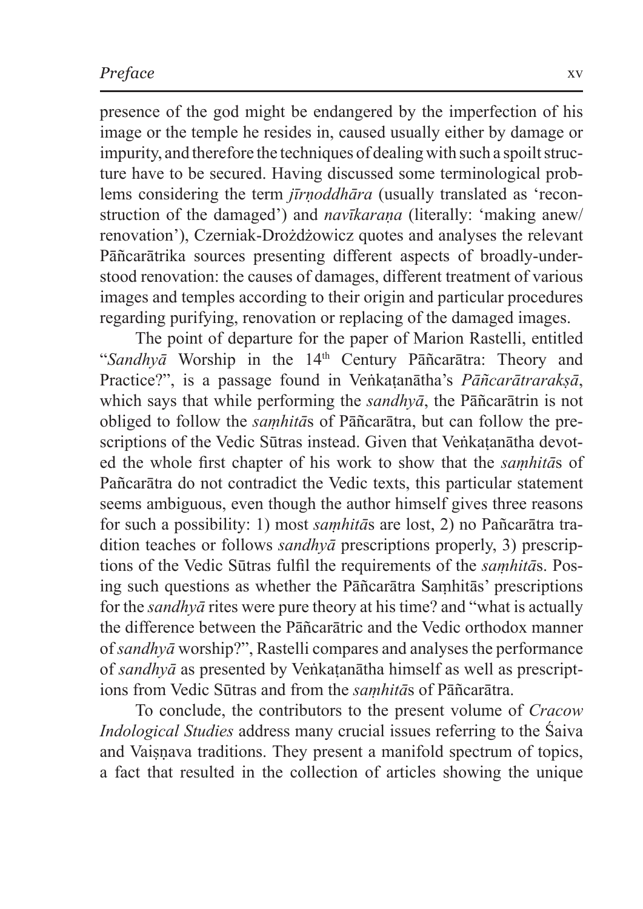presence of the god might be endangered by the imperfection of his image or the temple he resides in, caused usually either by damage or impurity, and therefore the techniques of dealing with such a spoilt structure have to be secured. Having discussed some terminological problems considering the term *jīrṇoddhāra* (usually translated as 'reconstruction of the damaged') and *navīkaraṇa* (literally: 'making anew/ renovation'), Czerniak-Drożdżowicz quotes and analyses the relevant Pāñcarātrika sources presenting different aspects of broadly-understood renovation: the causes of damages, different treatment of various images and temples according to their origin and particular procedures regarding purifying, renovation or replacing of the damaged images.

The point of departure for the paper of Marion Rastelli, entitled "*Sandhyā* Worship in the 14th Century Pāñcarātra: Theory and Practice?", is a passage found in Veṅkaṭanātha's *Pāñcarātrarakṣā*, which says that while performing the *sandhyā*, the Pāñcarātrin is not obliged to follow the *saṃhitā*s of Pāñcarātra, but can follow the prescriptions of the Vedic Sūtras instead. Given that Veṅkaṭanātha devoted the whole first chapter of his work to show that the *saṃhitā*s of Pañcarātra do not contradict the Vedic texts, this particular statement seems ambiguous, even though the author himself gives three reasons for such a possibility: 1) most *saṃhitā*s are lost, 2) no Pañcarātra tradition teaches or follows *sandhyā* prescriptions properly, 3) prescriptions of the Vedic Sūtras fulfil the requirements of the *saṃhitā*s. Posing such questions as whether the Pāñcarātra Saṃhitās' prescriptions for the *sandhyā* rites were pure theory at his time? and "what is actually the difference between the Pāñcarātric and the Vedic orthodox manner of *sandhyā* worship?", Rastelli compares and analyses the performance of *sandhyā* as presented by Veṅkaṭanātha himself as well as prescriptions from Vedic Sūtras and from the *saṃhitā*s of Pāñcarātra.

To conclude, the contributors to the present volume of *Cracow Indological Studies* address many crucial issues referring to the Śaiva and Vaiṣṇava traditions. They present a manifold spectrum of topics, a fact that resulted in the collection of articles showing the unique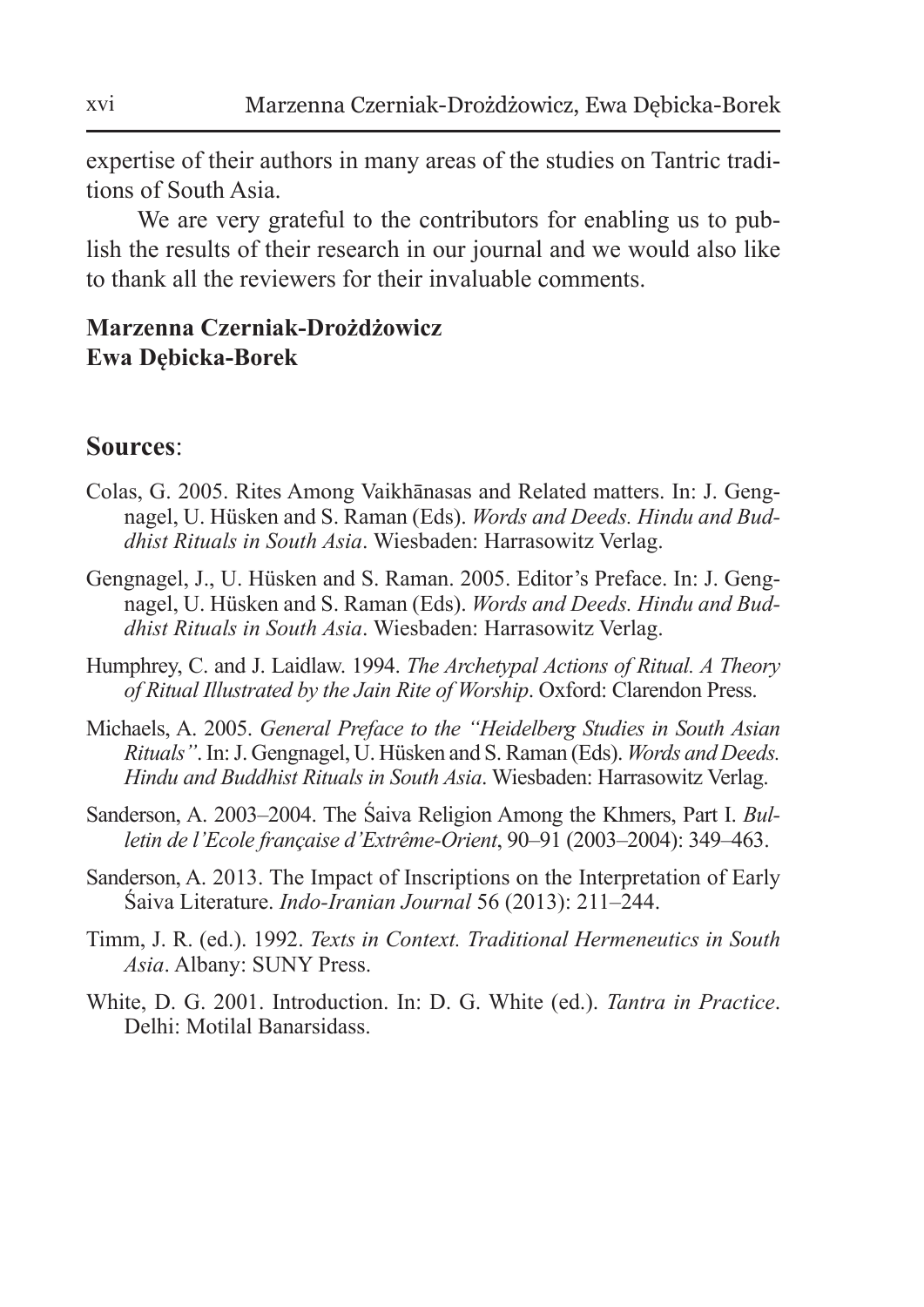expertise of their authors in many areas of the studies on Tantric traditions of South Asia.

We are very grateful to the contributors for enabling us to publish the results of their research in our journal and we would also like to thank all the reviewers for their invaluable comments.

**Marzenna Czerniak-Drożdżowicz**
**Ewa Dębicka-Borek**

## **Sources**:

Colas, G. 2005. Rites Among Vaikhānasas and Related matters. In: J. Gengnagel, U. Hüsken and S. Raman (Eds). *Words and Deeds. Hindu and Buddhist Rituals in South Asia*. Wiesbaden: Harrasowitz Verlag.

Gengnagel, J., U. Hüsken and S. Raman. 2005. Editor's Preface. In: J. Gengnagel, U. Hüsken and S. Raman (Eds). *Words and Deeds. Hindu and Buddhist Rituals in South Asia*. Wiesbaden: Harrasowitz Verlag.

Humphrey, C. and J. Laidlaw. 1994. *The Archetypal Actions of Ritual. A Theory of Ritual Illustrated by the Jain Rite of Worship*. Oxford: Clarendon Press.

Michaels, A. 2005. *General Preface to the "Heidelberg Studies in South Asian Rituals"*. In: J. Gengnagel, U. Hüsken and S. Raman (Eds). *Words and Deeds. Hindu and Buddhist Rituals in South Asia*. Wiesbaden: Harrasowitz Verlag.

Sanderson, A. 2003–2004. The Śaiva Religion Among the Khmers, Part I. *Bulletin de l'Ecole française d'Extrême-Orient*, 90–91 (2003–2004): 349–463.

Sanderson, A. 2013. The Impact of Inscriptions on the Interpretation of Early Śaiva Literature. *Indo-Iranian Journal* 56 (2013): 211–244.

Timm, J. R. (ed.). 1992. *Texts in Context. Traditional Hermeneutics in South Asia*. Albany: SUNY Press.

White, D. G. 2001. Introduction. In: D. G. White (ed.). *Tantra in Practice*. Delhi: Motilal Banarsidass.